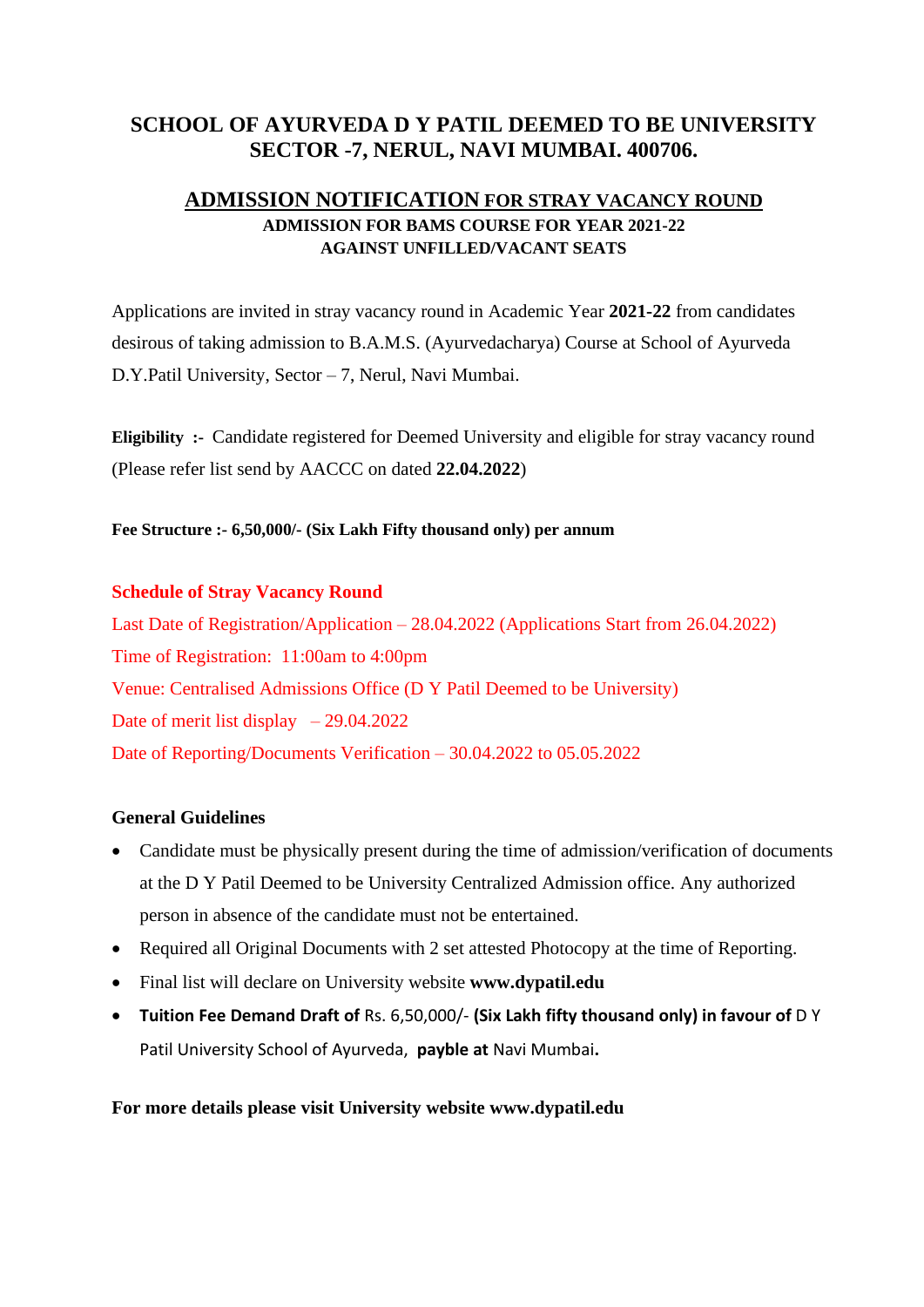# SCHOOL OF AYURVEDA D Y PATIL DEEMED TO BE UNIVERSITY SECTOR -7, NERUL, NAVI MUMBAI. 400706.

## ADMISSION NOTIFICATION FOR STRAY VACANCY ROUND

### ADMISSION FOR BAMS COURSE FOR YEAR 2021-22 AGAINST UNFILLED/VACANT SEATS

Applications are invited in stray vacancy round in Academic Year **2021-22** from candidates desirous of taking admission to B.A.M.S. (Ayurvedacharya) Course at School of Ayurveda D.Y.Patil University, Sector – 7, Nerul, Navi Mumbai.

**Eligibility :-** Candidate registered for Deemed University and eligible for stray vacancy round (Please refer list send by AACCC on dated **22.04.2022**)

**Fee Structure :- 6,50,000/- (Six Lakh Fifty thousand only) per annum**

**Schedule of Stray Vacancy Round**

Last Date of Registration/Application – 28.04.2022 (Applications Start from 26.04.2022)

Time of Registration: 11:00am to 4:00pm

Venue: Centralised Admissions Office (D Y Patil Deemed to be University)

Date of merit list display – 29.04.2022

Date of Reporting/Documents Verification – 30.04.2022 to 05.05.2022

**General Guidelines**

- Candidate must be physically present during the time of admission/verification of documents at the D Y Patil Deemed to be University Centralized Admission office. Any authorized person in absence of the candidate must not be entertained.
- Required all Original Documents with 2 set attested Photocopy at the time of Reporting.
- Final list will declare on University website **www.dypatil.edu**
- **Tuition Fee Demand Draft of** Rs. 6,50,000/- **(Six Lakh fifty thousand only) in favour of** D Y Patil University School of Ayurveda, **payble at** Navi Mumbai**.**

**For more details please visit University website www.dypatil.edu**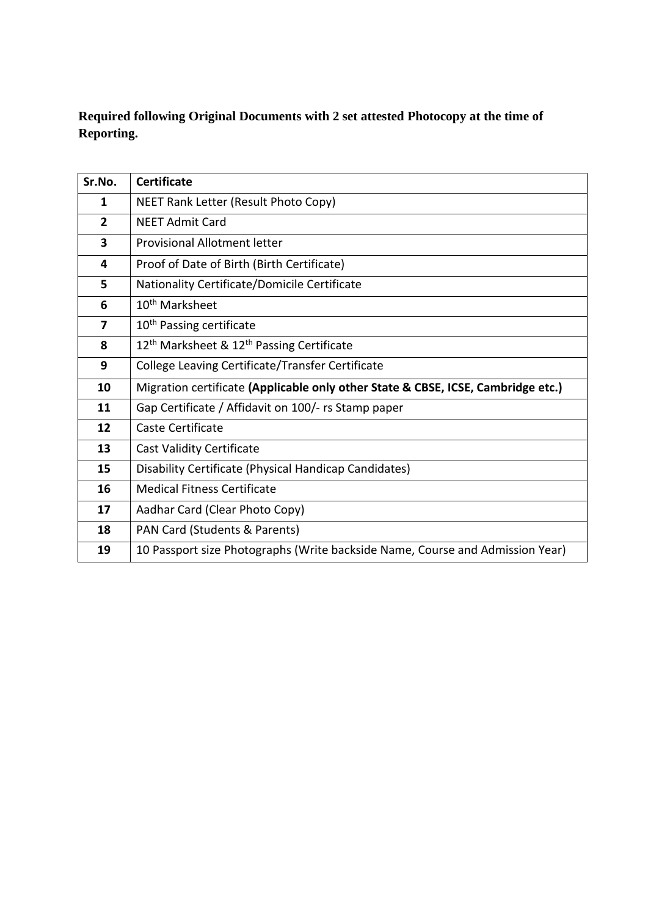**Required following Original Documents with 2 set attested Photocopy at the time of Reporting.**

| Sr.No. | Certificate |
|---|---|
| 1 | NEET Rank Letter (Result Photo Copy) |
| 2 | NEET Admit Card |
| 3 | Provisional Allotment letter |
| 4 | Proof of Date of Birth (Birth Certificate) |
| 5 | Nationality Certificate/Domicile Certificate |
| 6 | 10th Marksheet |
| 7 | 10th Passing certificate |
| 8 | 12th Marksheet & 12th Passing Certificate |
| 9 | College Leaving Certificate/Transfer Certificate |
| 10 | Migration certificate **(Applicable only other State & CBSE, ICSE, Cambridge etc.)** |
| 11 | Gap Certificate / Affidavit on 100/- rs Stamp paper |
| 12 | Caste Certificate |
| 13 | Cast Validity Certificate |
| 15 | Disability Certificate (Physical Handicap Candidates) |
| 16 | Medical Fitness Certificate |
| 17 | Aadhar Card (Clear Photo Copy) |
| 18 | PAN Card (Students & Parents) |
| 19 | 10 Passport size Photographs (Write backside Name, Course and Admission Year) |